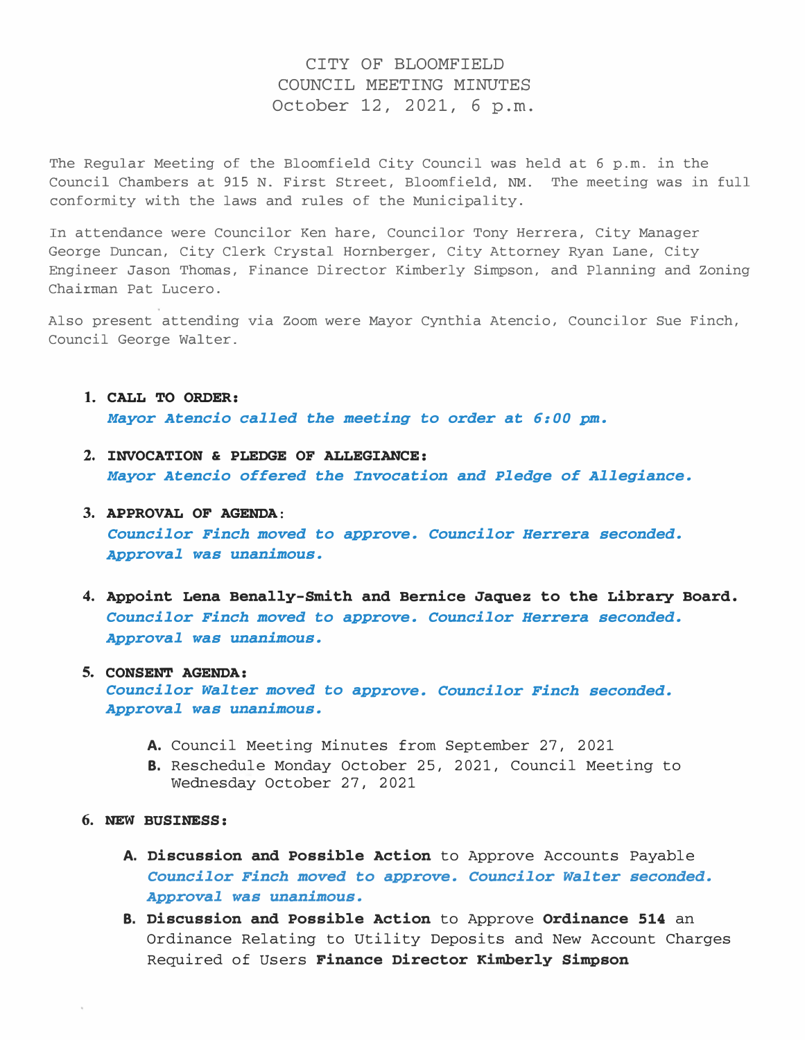# CITY OF BLOOMFIELD
## COUNCIL MEETING MINUTES
### October 12, 2021, 6 p.m.

The Regular Meeting of the Bloomfield City Council was held at 6 p.m. in the Council Chambers at 915 N. First Street, Bloomfield, NM. The meeting was in full conformity with the laws and rules of the Municipality.

In attendance were Councilor Ken hare, Councilor Tony Herrera, City Manager George Duncan, City Clerk Crystal Hornberger, City Attorney Ryan Lane, City Engineer Jason Thomas, Finance Director Kimberly Simpson, and Planning and Zoning Chairman Pat Lucero.

Also present attending via Zoom were Mayor Cynthia Atencio, Councilor Sue Finch, Council George Walter.

1. **CALL TO ORDER:**
   ***Mayor Atencio called the meeting to order at 6:00 pm.***

2. **INVOCATION & PLEDGE OF ALLEGIANCE:**
   ***Mayor Atencio offered the Invocation and Pledge of Allegiance.***

3. **APPROVAL OF AGENDA:**
   ***Councilor Finch moved to approve. Councilor Herrera seconded. Approval was unanimous.***

4. **Appoint Lena Benally-Smith and Bernice Jaquez to the Library Board.**
   ***Councilor Finch moved to approve. Councilor Herrera seconded. Approval was unanimous.***

5. **CONSENT AGENDA:**
   ***Councilor Walter moved to approve. Councilor Finch seconded. Approval was unanimous.***

   **A.** Council Meeting Minutes from September 27, 2021
   **B.** Reschedule Monday October 25, 2021, Council Meeting to Wednesday October 27, 2021

6. **NEW BUSINESS:**

   **A. Discussion and Possible Action** to Approve Accounts Payable
   ***Councilor Finch moved to approve. Councilor Walter seconded. Approval was unanimous.***

   **B. Discussion and Possible Action** to Approve **Ordinance 514** an Ordinance Relating to Utility Deposits and New Account Charges Required of Users **Finance Director Kimberly Simpson**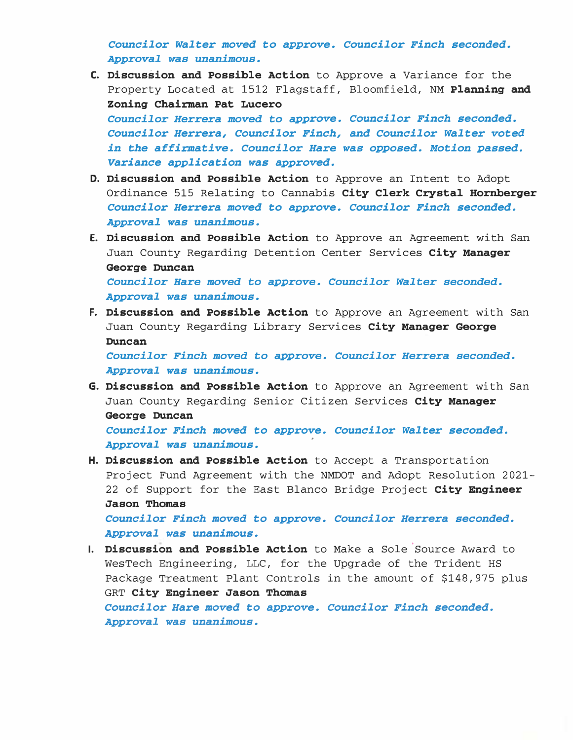*Councilor Walter moved to approve. Councilor Finch seconded. Approval was unanimous.*

C. **Discussion and Possible Action** to Approve a Variance for the Property Located at 1512 Flagstaff, Bloomfield, NM **Planning and Zoning Chairman Pat Lucero**
*Councilor Herrera moved to approve. Councilor Finch seconded. Councilor Herrera, Councilor Finch, and Councilor Walter voted in the affirmative. Councilor Hare was opposed. Motion passed. Variance application was approved.*

D. **Discussion and Possible Action** to Approve an Intent to Adopt Ordinance 515 Relating to Cannabis **City Clerk Crystal Hornberger**
*Councilor Herrera moved to approve. Councilor Finch seconded. Approval was unanimous.*

E. **Discussion and Possible Action** to Approve an Agreement with San Juan County Regarding Detention Center Services **City Manager George Duncan**
*Councilor Hare moved to approve. Councilor Walter seconded. Approval was unanimous.*

F. **Discussion and Possible Action** to Approve an Agreement with San Juan County Regarding Library Services **City Manager George Duncan**
*Councilor Finch moved to approve. Councilor Herrera seconded. Approval was unanimous.*

G. **Discussion and Possible Action** to Approve an Agreement with San Juan County Regarding Senior Citizen Services **City Manager George Duncan**
*Councilor Finch moved to approve. Councilor Walter seconded. Approval was unanimous.*

H. **Discussion and Possible Action** to Accept a Transportation Project Fund Agreement with the NMDOT and Adopt Resolution 2021-22 of Support for the East Blanco Bridge Project **City Engineer Jason Thomas**
*Councilor Finch moved to approve. Councilor Herrera seconded. Approval was unanimous.*

I. **Discussion and Possible Action** to Make a Sole Source Award to WesTech Engineering, LLC, for the Upgrade of the Trident HS Package Treatment Plant Controls in the amount of $148,975 plus GRT **City Engineer Jason Thomas**
*Councilor Hare moved to approve. Councilor Finch seconded. Approval was unanimous.*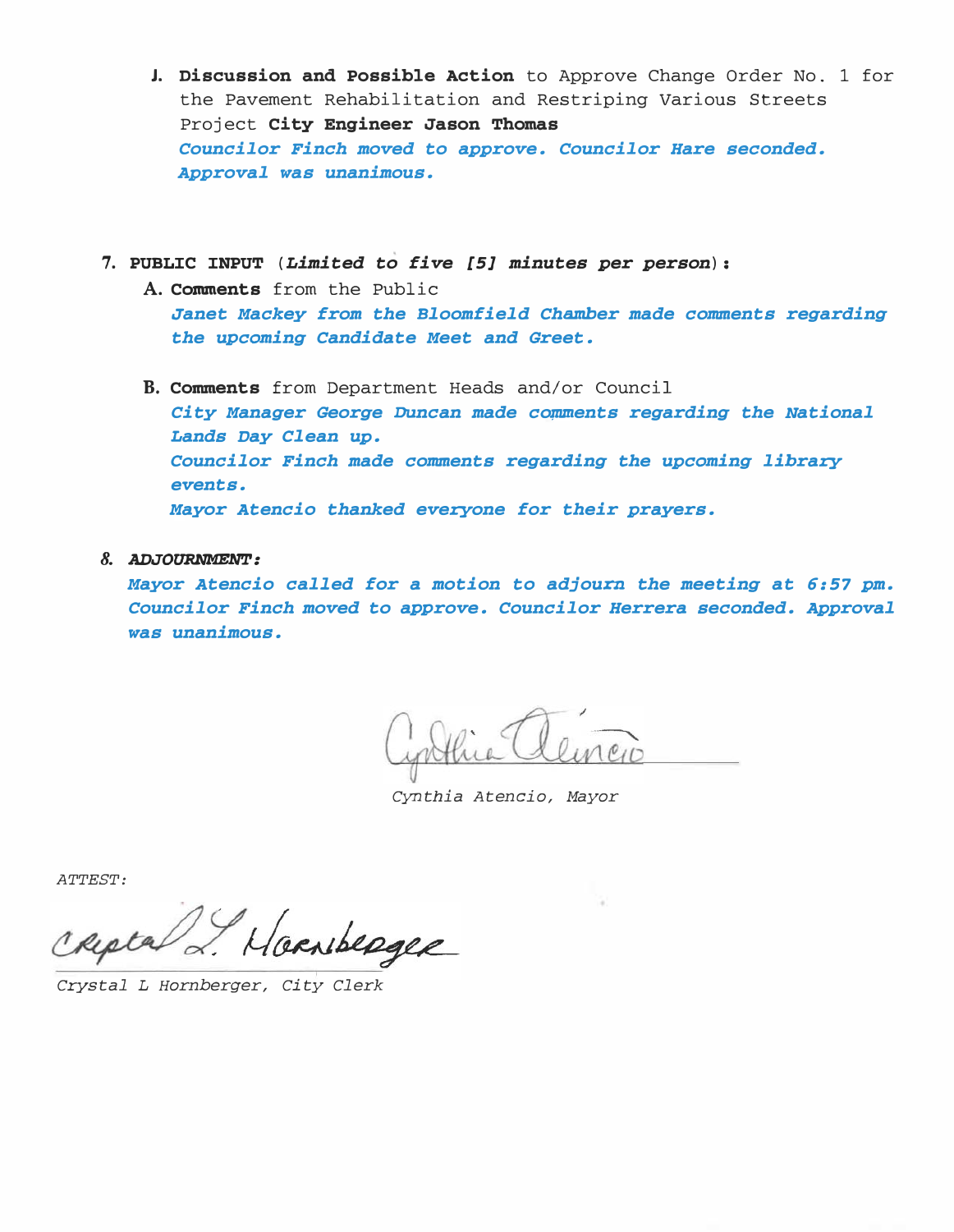J. **Discussion and Possible Action** to Approve Change Order No. 1 for the Pavement Rehabilitation and Restriping Various Streets Project **City Engineer Jason Thomas**
***Councilor Finch moved to approve. Councilor Hare seconded. Approval was unanimous.***

7. **PUBLIC INPUT** (***Limited to five [5] minutes per person***)**:**
   A. **Comments** from the Public
   ***Janet Mackey from the Bloomfield Chamber made comments regarding the upcoming Candidate Meet and Greet.***

   B. **Comments** from Department Heads and/or Council
   ***City Manager George Duncan made comments regarding the National Lands Day Clean up.***
   ***Councilor Finch made comments regarding the upcoming library events.***
   ***Mayor Atencio thanked everyone for their prayers.***

8. ***ADJOURNMENT:***
***Mayor Atencio called for a motion to adjourn the meeting at 6:57 pm. Councilor Finch moved to approve. Councilor Herrera seconded. Approval was unanimous.***

Cynthia Atencio

*Cynthia Atencio, Mayor*

*ATTEST:*

Crystal L. Hornberger

*Crystal L Hornberger, City Clerk*